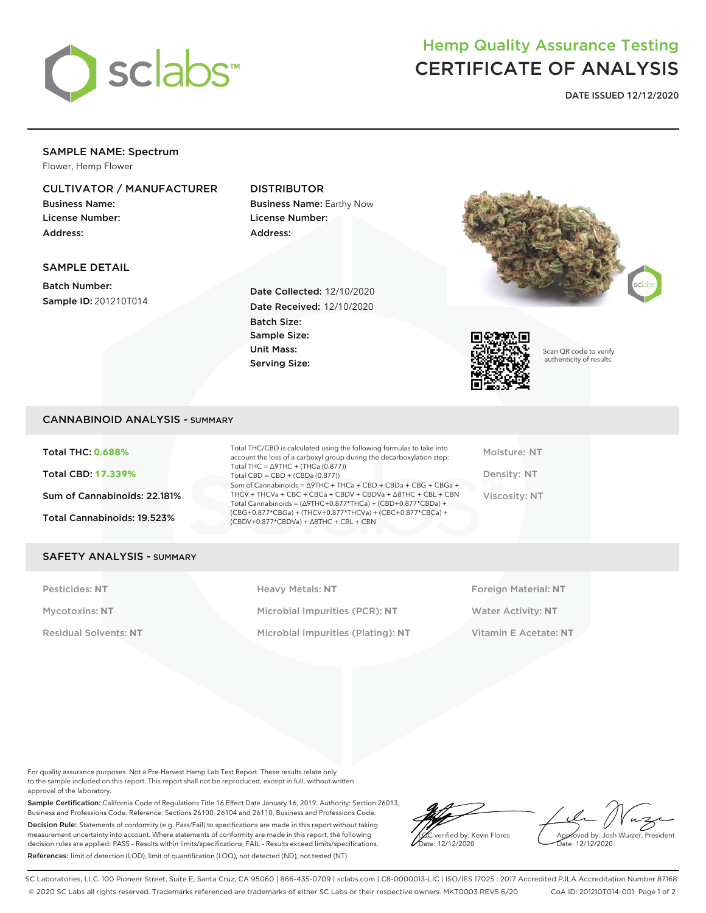# Hemp Quality Assurance Testing
# CERTIFICATE OF ANALYSIS

**DATE ISSUED 12/12/2020**

## SAMPLE NAME: Spectrum

Flower, Hemp Flower

### CULTIVATOR / MANUFACTURER

**Business Name:**
**License Number:**
**Address:**

### DISTRIBUTOR

**Business Name:** Earthy Now
**License Number:**
**Address:**

### SAMPLE DETAIL

**Batch Number:**
**Sample ID:** 201210T014

**Date Collected:** 12/10/2020
**Date Received:** 12/10/2020
**Batch Size:**
**Sample Size:**
**Unit Mass:**
**Serving Size:**

Scan QR code to verify authenticity of results.

## CANNABINOID ANALYSIS - SUMMARY

**Total THC: 0.688%**

**Total CBD: 17.339%**

**Sum of Cannabinoids: 22.181%**

**Total Cannabinoids: 19.523%**

Total THC/CBD is calculated using the following formulas to take into account the loss of a carboxyl group during the decarboxylation step:
Total THC = Δ9THC + (THCa (0.877))
Total CBD = CBD + (CBDa (0.877))
Sum of Cannabinoids = Δ9THC + THCa + CBD + CBDa + CBG + CBGa + THCV + THCVa + CBC + CBCa + CBDV + CBDVa + Δ8THC + CBL + CBN
Total Cannabinoids = (Δ9THC+0.877*THCa) + (CBD+0.877*CBDa) + (CBG+0.877*CBGa) + (THCV+0.877*THCVa) + (CBC+0.877*CBCa) + (CBDV+0.877*CBDVa) + Δ8THC + CBL + CBN

Moisture: NT

Density: NT

Viscosity: NT

## SAFETY ANALYSIS - SUMMARY

| | | |
|---|---|---|
| Pesticides: **NT** | Heavy Metals: **NT** | Foreign Material: **NT** |
| Mycotoxins: **NT** | Microbial Impurities (PCR): **NT** | Water Activity: **NT** |
| Residual Solvents: **NT** | Microbial Impurities (Plating): **NT** | Vitamin E Acetate: **NT** |

For quality assurance purposes. Not a Pre-Harvest Hemp Lab Test Report. These results relate only to the sample included on this report. This report shall not be reproduced, except in full, without written approval of the laboratory.

**Sample Certification:** California Code of Regulations Title 16 Effect Date January 16, 2019. Authority: Section 26013, Business and Professions Code. Reference: Sections 26100, 26104 and 26110, Business and Professions Code.

**Decision Rule:** Statements of conformity (e.g. Pass/Fail) to specifications are made in this report without taking measurement uncertainty into account. Where statements of conformity are made in this report, the following decision rules are applied: PASS - Results within limits/specifications, FAIL - Results exceed limits/specifications.

**References:** limit of detection (LOD), limit of quantification (LOQ), not detected (ND), not tested (NT)

LQC verified by: Kevin Flores
Date: 12/12/2020

Approved by: Josh Wurzer, President
Date: 12/12/2020

SC Laboratories, LLC. 100 Pioneer Street, Suite E, Santa Cruz, CA 95060 | 866-435-0709 | sclabs.com | C8-0000013-LIC | ISO/IES 17025 : 2017 Accredited PJLA Accreditation Number 87168
© 2020 SC Labs all rights reserved. Trademarks referenced are trademarks of either SC Labs or their respective owners. MKT0003 REV5 6/20 CoA ID: 201210T014-001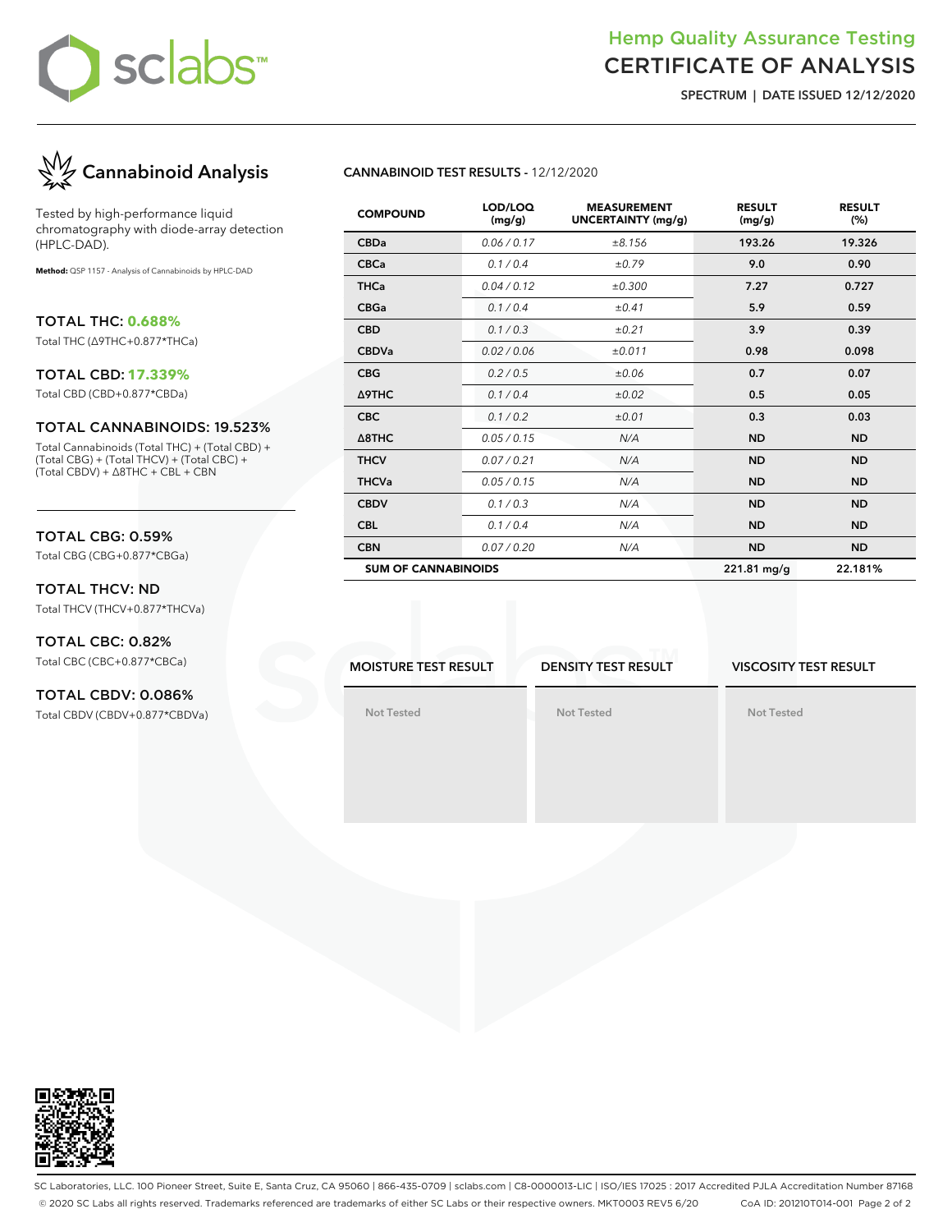# Hemp Quality Assurance Testing
# CERTIFICATE OF ANALYSIS

**SPECTRUM | DATE ISSUED 12/12/2020**

## Cannabinoid Analysis

Tested by high-performance liquid chromatography with diode-array detection (HPLC-DAD).

**Method:** QSP 1157 - Analysis of Cannabinoids by HPLC-DAD

**TOTAL THC: 0.688%**

Total THC (Δ9THC+0.877*THCa)

**TOTAL CBD: 17.339%**

Total CBD (CBD+0.877*CBDa)

**TOTAL CANNABINOIDS: 19.523%**

Total Cannabinoids (Total THC) + (Total CBD) + (Total CBG) + (Total THCV) + (Total CBC) + (Total CBDV) + Δ8THC + CBL + CBN

**TOTAL CBG: 0.59%**

Total CBG (CBG+0.877*CBGa)

**TOTAL THCV: ND**

Total THCV (THCV+0.877*THCVa)

**TOTAL CBC: 0.82%**

Total CBC (CBC+0.877*CBCa)

**TOTAL CBDV: 0.086%**

Total CBDV (CBDV+0.877*CBDVa)

### CANNABINOID TEST RESULTS - 12/12/2020

| COMPOUND | LOD/LOQ (mg/g) | MEASUREMENT UNCERTAINTY (mg/g) | RESULT (mg/g) | RESULT (%) |
|---|---|---|---|---|
| CBDa | 0.06 / 0.17 | ±8.156 | 193.26 | 19.326 |
| CBCa | 0.1 / 0.4 | ±0.79 | 9.0 | 0.90 |
| THCa | 0.04 / 0.12 | ±0.300 | 7.27 | 0.727 |
| CBGa | 0.1 / 0.4 | ±0.41 | 5.9 | 0.59 |
| CBD | 0.1 / 0.3 | ±0.21 | 3.9 | 0.39 |
| CBDVa | 0.02 / 0.06 | ±0.011 | 0.98 | 0.098 |
| CBG | 0.2 / 0.5 | ±0.06 | 0.7 | 0.07 |
| Δ9THC | 0.1 / 0.4 | ±0.02 | 0.5 | 0.05 |
| CBC | 0.1 / 0.2 | ±0.01 | 0.3 | 0.03 |
| Δ8THC | 0.05 / 0.15 | N/A | ND | ND |
| THCV | 0.07 / 0.21 | N/A | ND | ND |
| THCVa | 0.05 / 0.15 | N/A | ND | ND |
| CBDV | 0.1 / 0.3 | N/A | ND | ND |
| CBL | 0.1 / 0.4 | N/A | ND | ND |
| CBN | 0.07 / 0.20 | N/A | ND | ND |
| **SUM OF CANNABINOIDS** | | | **221.81 mg/g** | **22.181%** |

| MOISTURE TEST RESULT | DENSITY TEST RESULT | VISCOSITY TEST RESULT |
|---|---|---|
| Not Tested | Not Tested | Not Tested |

SC Laboratories, LLC. 100 Pioneer Street, Suite E, Santa Cruz, CA 95060 | 866-435-0709 | sclabs.com | C8-0000013-LIC | ISO/IES 17025 : 2017 Accredited PJLA Accreditation Number 87168
© 2020 SC Labs all rights reserved. Trademarks referenced are trademarks of either SC Labs or their respective owners. MKT0003 REV5 6/20 CoA ID: 201210T014-001